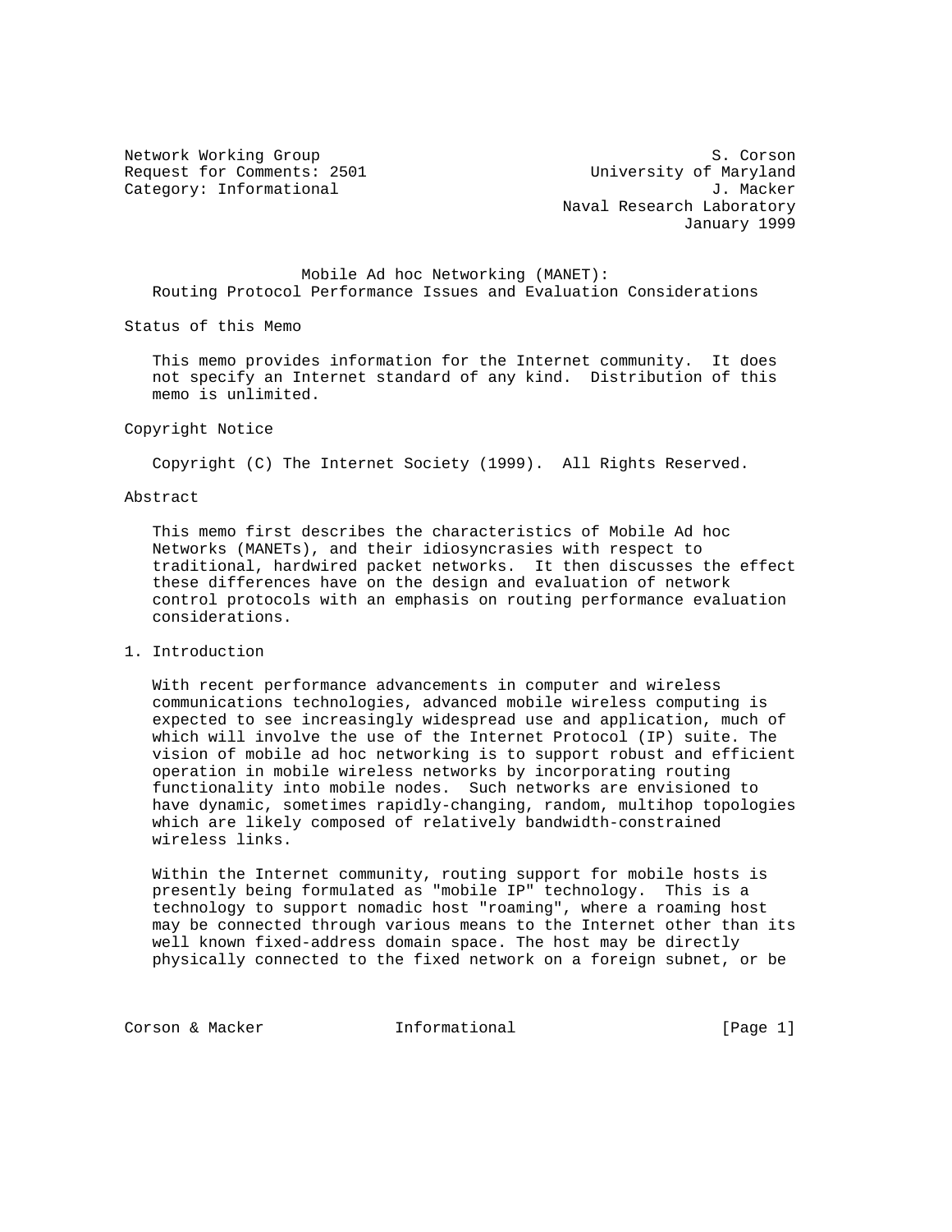Network Working Group S. Corson
Request for Comments: 2501 University of Maryland
Category: Informational J. Macker
Naval Research Laboratory
January 1999

# Mobile Ad hoc Networking (MANET): Routing Protocol Performance Issues and Evaluation Considerations

## Status of this Memo

This memo provides information for the Internet community. It does not specify an Internet standard of any kind. Distribution of this memo is unlimited.

## Copyright Notice

Copyright (C) The Internet Society (1999). All Rights Reserved.

## Abstract

This memo first describes the characteristics of Mobile Ad hoc Networks (MANETs), and their idiosyncrasies with respect to traditional, hardwired packet networks. It then discusses the effect these differences have on the design and evaluation of network control protocols with an emphasis on routing performance evaluation considerations.

## 1. Introduction

With recent performance advancements in computer and wireless communications technologies, advanced mobile wireless computing is expected to see increasingly widespread use and application, much of which will involve the use of the Internet Protocol (IP) suite. The vision of mobile ad hoc networking is to support robust and efficient operation in mobile wireless networks by incorporating routing functionality into mobile nodes. Such networks are envisioned to have dynamic, sometimes rapidly-changing, random, multihop topologies which are likely composed of relatively bandwidth-constrained wireless links.

Within the Internet community, routing support for mobile hosts is presently being formulated as "mobile IP" technology. This is a technology to support nomadic host "roaming", where a roaming host may be connected through various means to the Internet other than its well known fixed-address domain space. The host may be directly physically connected to the fixed network on a foreign subnet, or be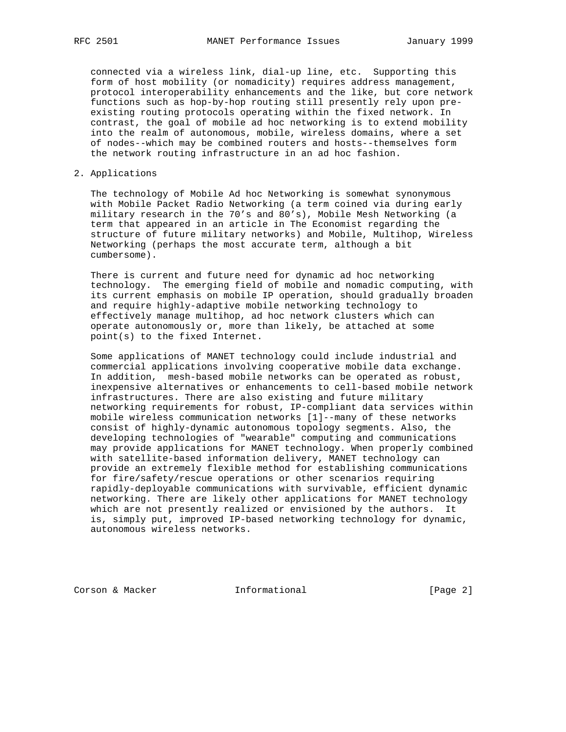connected via a wireless link, dial-up line, etc. Supporting this form of host mobility (or nomadicity) requires address management, protocol interoperability enhancements and the like, but core network functions such as hop-by-hop routing still presently rely upon pre-existing routing protocols operating within the fixed network. In contrast, the goal of mobile ad hoc networking is to extend mobility into the realm of autonomous, mobile, wireless domains, where a set of nodes--which may be combined routers and hosts--themselves form the network routing infrastructure in an ad hoc fashion.

## 2. Applications

The technology of Mobile Ad hoc Networking is somewhat synonymous with Mobile Packet Radio Networking (a term coined via during early military research in the 70's and 80's), Mobile Mesh Networking (a term that appeared in an article in The Economist regarding the structure of future military networks) and Mobile, Multihop, Wireless Networking (perhaps the most accurate term, although a bit cumbersome).

There is current and future need for dynamic ad hoc networking technology. The emerging field of mobile and nomadic computing, with its current emphasis on mobile IP operation, should gradually broaden and require highly-adaptive mobile networking technology to effectively manage multihop, ad hoc network clusters which can operate autonomously or, more than likely, be attached at some point(s) to the fixed Internet.

Some applications of MANET technology could include industrial and commercial applications involving cooperative mobile data exchange. In addition, mesh-based mobile networks can be operated as robust, inexpensive alternatives or enhancements to cell-based mobile network infrastructures. There are also existing and future military networking requirements for robust, IP-compliant data services within mobile wireless communication networks [1]--many of these networks consist of highly-dynamic autonomous topology segments. Also, the developing technologies of "wearable" computing and communications may provide applications for MANET technology. When properly combined with satellite-based information delivery, MANET technology can provide an extremely flexible method for establishing communications for fire/safety/rescue operations or other scenarios requiring rapidly-deployable communications with survivable, efficient dynamic networking. There are likely other applications for MANET technology which are not presently realized or envisioned by the authors. It is, simply put, improved IP-based networking technology for dynamic, autonomous wireless networks.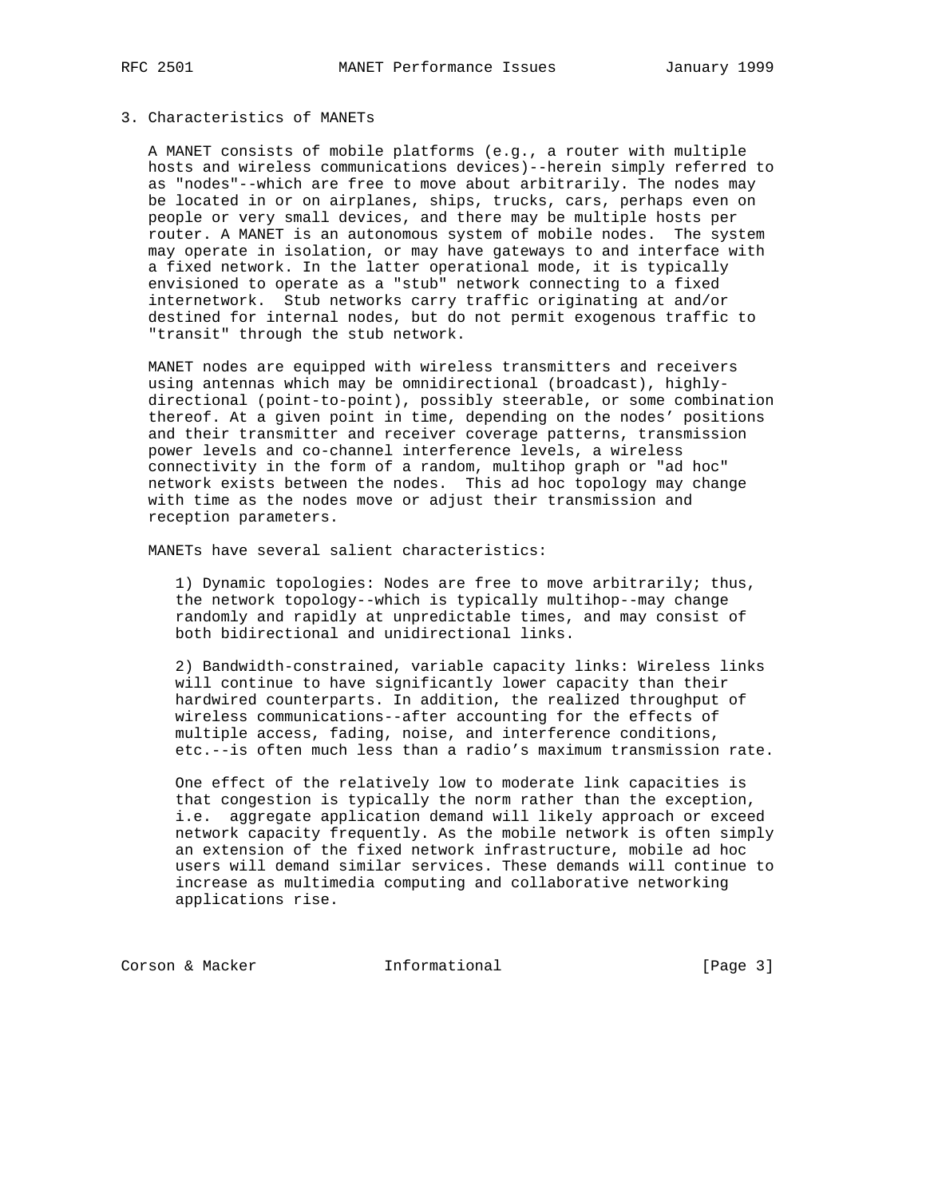## 3. Characteristics of MANETs

A MANET consists of mobile platforms (e.g., a router with multiple hosts and wireless communications devices)--herein simply referred to as "nodes"--which are free to move about arbitrarily. The nodes may be located in or on airplanes, ships, trucks, cars, perhaps even on people or very small devices, and there may be multiple hosts per router. A MANET is an autonomous system of mobile nodes. The system may operate in isolation, or may have gateways to and interface with a fixed network. In the latter operational mode, it is typically envisioned to operate as a "stub" network connecting to a fixed internetwork. Stub networks carry traffic originating at and/or destined for internal nodes, but do not permit exogenous traffic to "transit" through the stub network.

MANET nodes are equipped with wireless transmitters and receivers using antennas which may be omnidirectional (broadcast), highly-directional (point-to-point), possibly steerable, or some combination thereof. At a given point in time, depending on the nodes' positions and their transmitter and receiver coverage patterns, transmission power levels and co-channel interference levels, a wireless connectivity in the form of a random, multihop graph or "ad hoc" network exists between the nodes. This ad hoc topology may change with time as the nodes move or adjust their transmission and reception parameters.

MANETs have several salient characteristics:

1) Dynamic topologies: Nodes are free to move arbitrarily; thus, the network topology--which is typically multihop--may change randomly and rapidly at unpredictable times, and may consist of both bidirectional and unidirectional links.

2) Bandwidth-constrained, variable capacity links: Wireless links will continue to have significantly lower capacity than their hardwired counterparts. In addition, the realized throughput of wireless communications--after accounting for the effects of multiple access, fading, noise, and interference conditions, etc.--is often much less than a radio's maximum transmission rate.

One effect of the relatively low to moderate link capacities is that congestion is typically the norm rather than the exception, i.e. aggregate application demand will likely approach or exceed network capacity frequently. As the mobile network is often simply an extension of the fixed network infrastructure, mobile ad hoc users will demand similar services. These demands will continue to increase as multimedia computing and collaborative networking applications rise.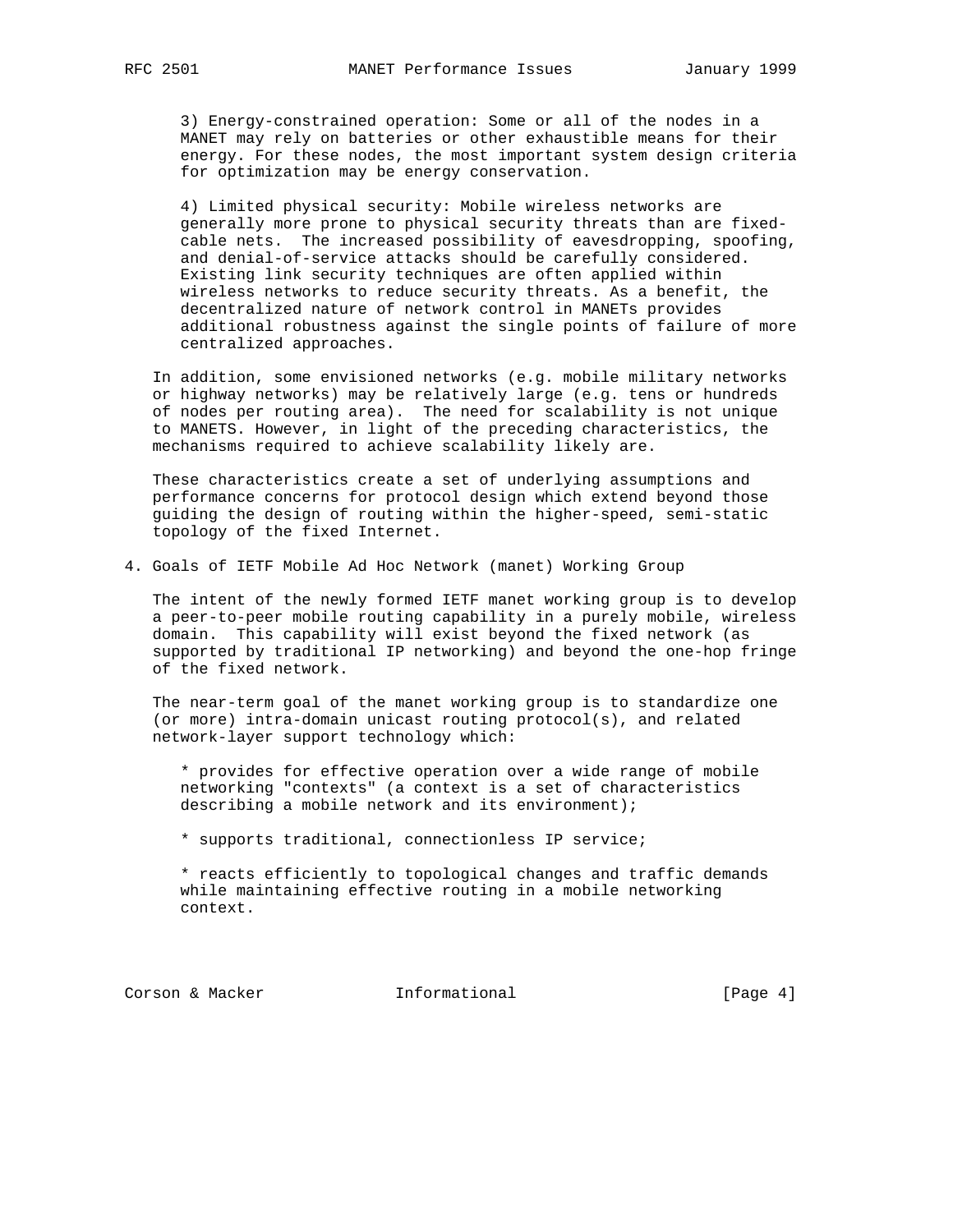3) Energy-constrained operation: Some or all of the nodes in a MANET may rely on batteries or other exhaustible means for their energy. For these nodes, the most important system design criteria for optimization may be energy conservation.

4) Limited physical security: Mobile wireless networks are generally more prone to physical security threats than are fixed-cable nets. The increased possibility of eavesdropping, spoofing, and denial-of-service attacks should be carefully considered. Existing link security techniques are often applied within wireless networks to reduce security threats. As a benefit, the decentralized nature of network control in MANETs provides additional robustness against the single points of failure of more centralized approaches.

In addition, some envisioned networks (e.g. mobile military networks or highway networks) may be relatively large (e.g. tens or hundreds of nodes per routing area). The need for scalability is not unique to MANETS. However, in light of the preceding characteristics, the mechanisms required to achieve scalability likely are.

These characteristics create a set of underlying assumptions and performance concerns for protocol design which extend beyond those guiding the design of routing within the higher-speed, semi-static topology of the fixed Internet.

## 4. Goals of IETF Mobile Ad Hoc Network (manet) Working Group

The intent of the newly formed IETF manet working group is to develop a peer-to-peer mobile routing capability in a purely mobile, wireless domain. This capability will exist beyond the fixed network (as supported by traditional IP networking) and beyond the one-hop fringe of the fixed network.

The near-term goal of the manet working group is to standardize one (or more) intra-domain unicast routing protocol(s), and related network-layer support technology which:

* provides for effective operation over a wide range of mobile networking "contexts" (a context is a set of characteristics describing a mobile network and its environment);

* supports traditional, connectionless IP service;

* reacts efficiently to topological changes and traffic demands while maintaining effective routing in a mobile networking context.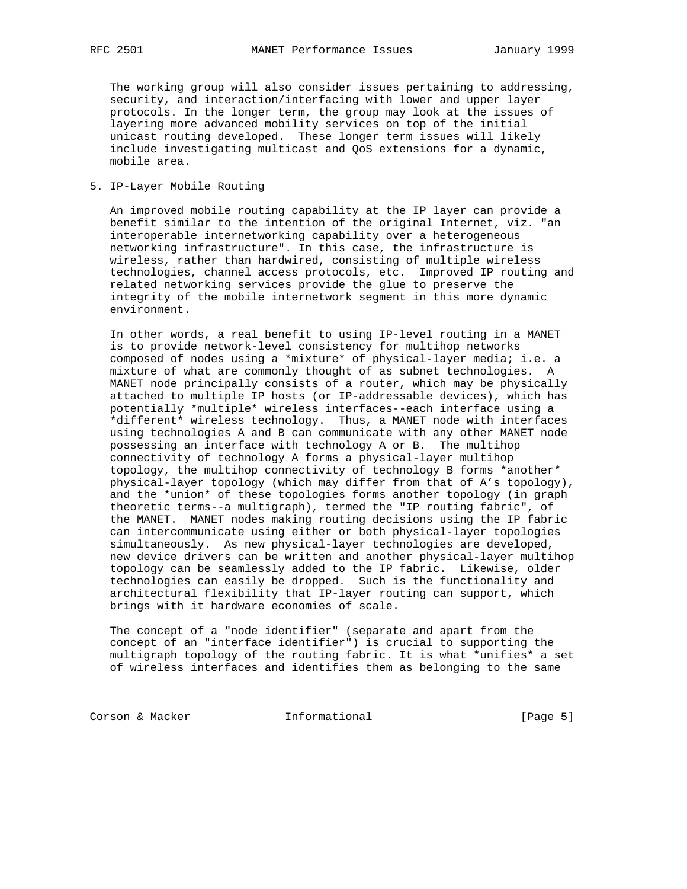The working group will also consider issues pertaining to addressing, security, and interaction/interfacing with lower and upper layer protocols. In the longer term, the group may look at the issues of layering more advanced mobility services on top of the initial unicast routing developed. These longer term issues will likely include investigating multicast and QoS extensions for a dynamic, mobile area.

## 5. IP-Layer Mobile Routing

An improved mobile routing capability at the IP layer can provide a benefit similar to the intention of the original Internet, viz. "an interoperable internetworking capability over a heterogeneous networking infrastructure". In this case, the infrastructure is wireless, rather than hardwired, consisting of multiple wireless technologies, channel access protocols, etc. Improved IP routing and related networking services provide the glue to preserve the integrity of the mobile internetwork segment in this more dynamic environment.

In other words, a real benefit to using IP-level routing in a MANET is to provide network-level consistency for multihop networks composed of nodes using a *mixture* of physical-layer media; i.e. a mixture of what are commonly thought of as subnet technologies. A MANET node principally consists of a router, which may be physically attached to multiple IP hosts (or IP-addressable devices), which has potentially *multiple* wireless interfaces--each interface using a *different* wireless technology. Thus, a MANET node with interfaces using technologies A and B can communicate with any other MANET node possessing an interface with technology A or B. The multihop connectivity of technology A forms a physical-layer multihop topology, the multihop connectivity of technology B forms *another* physical-layer topology (which may differ from that of A's topology), and the *union* of these topologies forms another topology (in graph theoretic terms--a multigraph), termed the "IP routing fabric", of the MANET. MANET nodes making routing decisions using the IP fabric can intercommunicate using either or both physical-layer topologies simultaneously. As new physical-layer technologies are developed, new device drivers can be written and another physical-layer multihop topology can be seamlessly added to the IP fabric. Likewise, older technologies can easily be dropped. Such is the functionality and architectural flexibility that IP-layer routing can support, which brings with it hardware economies of scale.

The concept of a "node identifier" (separate and apart from the concept of an "interface identifier") is crucial to supporting the multigraph topology of the routing fabric. It is what *unifies* a set of wireless interfaces and identifies them as belonging to the same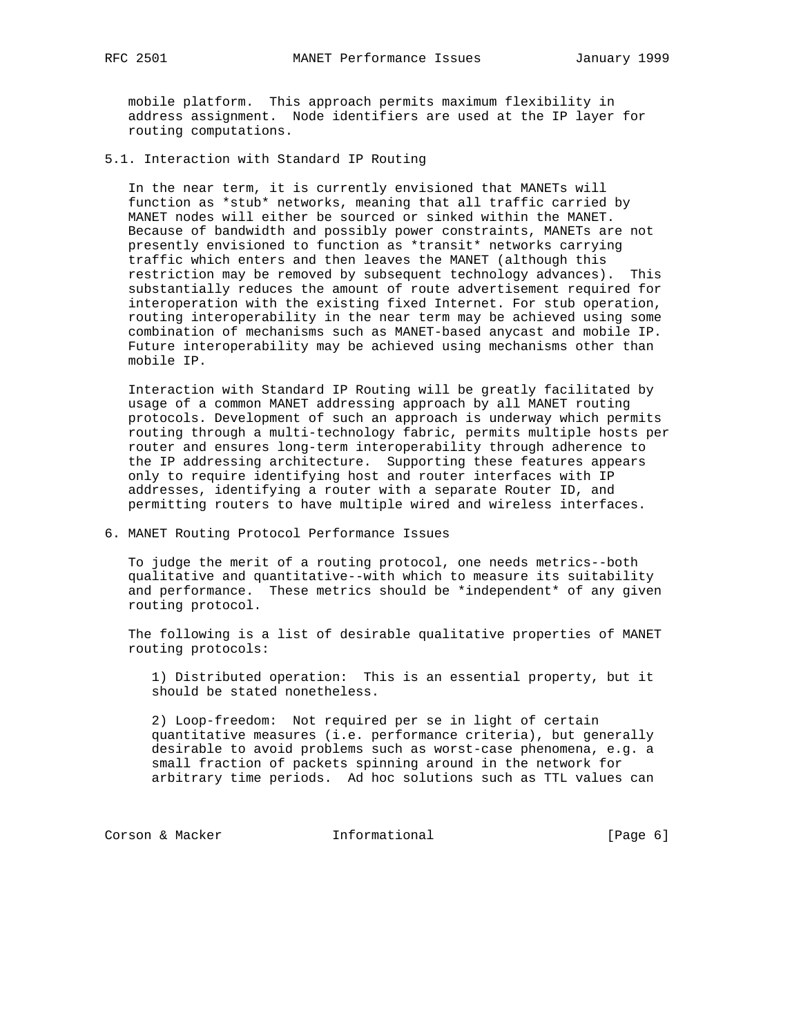mobile platform. This approach permits maximum flexibility in address assignment. Node identifiers are used at the IP layer for routing computations.

## 5.1. Interaction with Standard IP Routing

In the near term, it is currently envisioned that MANETs will function as *stub* networks, meaning that all traffic carried by MANET nodes will either be sourced or sinked within the MANET. Because of bandwidth and possibly power constraints, MANETs are not presently envisioned to function as *transit* networks carrying traffic which enters and then leaves the MANET (although this restriction may be removed by subsequent technology advances). This substantially reduces the amount of route advertisement required for interoperation with the existing fixed Internet. For stub operation, routing interoperability in the near term may be achieved using some combination of mechanisms such as MANET-based anycast and mobile IP. Future interoperability may be achieved using mechanisms other than mobile IP.

Interaction with Standard IP Routing will be greatly facilitated by usage of a common MANET addressing approach by all MANET routing protocols. Development of such an approach is underway which permits routing through a multi-technology fabric, permits multiple hosts per router and ensures long-term interoperability through adherence to the IP addressing architecture. Supporting these features appears only to require identifying host and router interfaces with IP addresses, identifying a router with a separate Router ID, and permitting routers to have multiple wired and wireless interfaces.

# 6. MANET Routing Protocol Performance Issues

To judge the merit of a routing protocol, one needs metrics--both qualitative and quantitative--with which to measure its suitability and performance. These metrics should be *independent* of any given routing protocol.

The following is a list of desirable qualitative properties of MANET routing protocols:

1) Distributed operation: This is an essential property, but it should be stated nonetheless.

2) Loop-freedom: Not required per se in light of certain quantitative measures (i.e. performance criteria), but generally desirable to avoid problems such as worst-case phenomena, e.g. a small fraction of packets spinning around in the network for arbitrary time periods. Ad hoc solutions such as TTL values can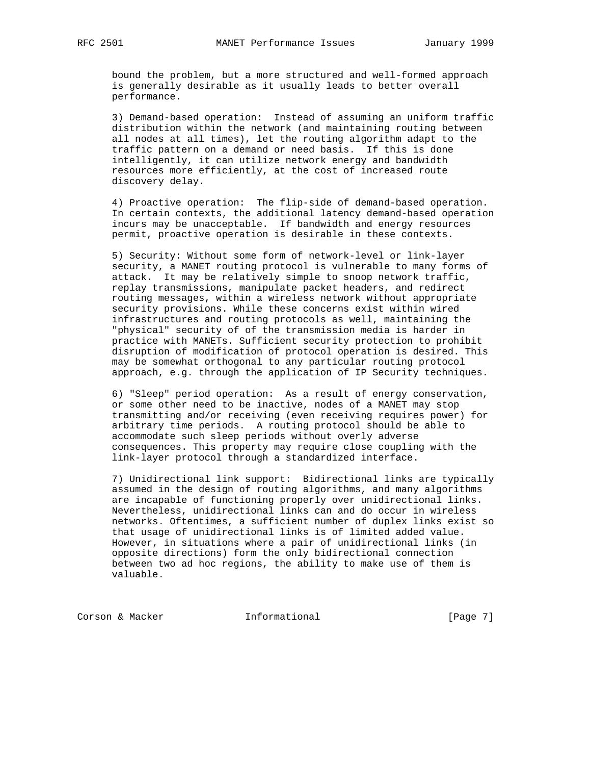bound the problem, but a more structured and well-formed approach is generally desirable as it usually leads to better overall performance.

3) Demand-based operation: Instead of assuming an uniform traffic distribution within the network (and maintaining routing between all nodes at all times), let the routing algorithm adapt to the traffic pattern on a demand or need basis. If this is done intelligently, it can utilize network energy and bandwidth resources more efficiently, at the cost of increased route discovery delay.

4) Proactive operation: The flip-side of demand-based operation. In certain contexts, the additional latency demand-based operation incurs may be unacceptable. If bandwidth and energy resources permit, proactive operation is desirable in these contexts.

5) Security: Without some form of network-level or link-layer security, a MANET routing protocol is vulnerable to many forms of attack. It may be relatively simple to snoop network traffic, replay transmissions, manipulate packet headers, and redirect routing messages, within a wireless network without appropriate security provisions. While these concerns exist within wired infrastructures and routing protocols as well, maintaining the "physical" security of of the transmission media is harder in practice with MANETs. Sufficient security protection to prohibit disruption of modification of protocol operation is desired. This may be somewhat orthogonal to any particular routing protocol approach, e.g. through the application of IP Security techniques.

6) "Sleep" period operation: As a result of energy conservation, or some other need to be inactive, nodes of a MANET may stop transmitting and/or receiving (even receiving requires power) for arbitrary time periods. A routing protocol should be able to accommodate such sleep periods without overly adverse consequences. This property may require close coupling with the link-layer protocol through a standardized interface.

7) Unidirectional link support: Bidirectional links are typically assumed in the design of routing algorithms, and many algorithms are incapable of functioning properly over unidirectional links. Nevertheless, unidirectional links can and do occur in wireless networks. Oftentimes, a sufficient number of duplex links exist so that usage of unidirectional links is of limited added value. However, in situations where a pair of unidirectional links (in opposite directions) form the only bidirectional connection between two ad hoc regions, the ability to make use of them is valuable.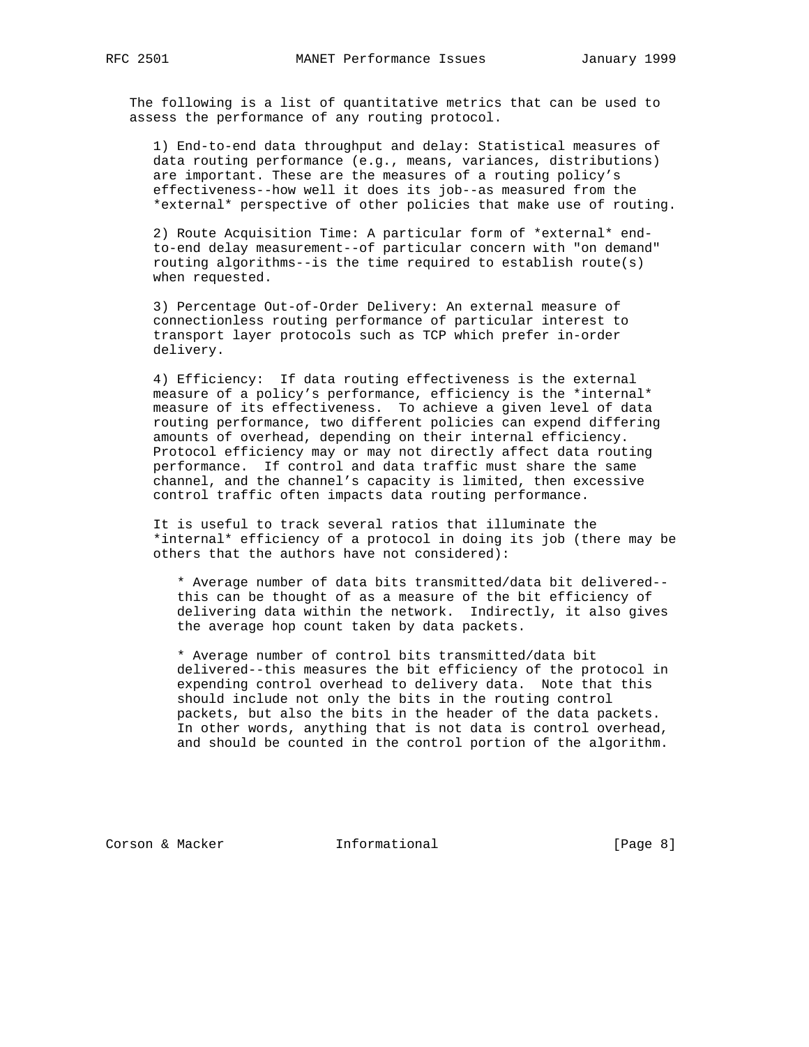The following is a list of quantitative metrics that can be used to assess the performance of any routing protocol.

1) End-to-end data throughput and delay: Statistical measures of data routing performance (e.g., means, variances, distributions) are important. These are the measures of a routing policy's effectiveness--how well it does its job--as measured from the *external* perspective of other policies that make use of routing.

2) Route Acquisition Time: A particular form of *external* end-to-end delay measurement--of particular concern with "on demand" routing algorithms--is the time required to establish route(s) when requested.

3) Percentage Out-of-Order Delivery: An external measure of connectionless routing performance of particular interest to transport layer protocols such as TCP which prefer in-order delivery.

4) Efficiency: If data routing effectiveness is the external measure of a policy's performance, efficiency is the *internal* measure of its effectiveness. To achieve a given level of data routing performance, two different policies can expend differing amounts of overhead, depending on their internal efficiency. Protocol efficiency may or may not directly affect data routing performance. If control and data traffic must share the same channel, and the channel's capacity is limited, then excessive control traffic often impacts data routing performance.

It is useful to track several ratios that illuminate the *internal* efficiency of a protocol in doing its job (there may be others that the authors have not considered):

* Average number of data bits transmitted/data bit delivered--this can be thought of as a measure of the bit efficiency of delivering data within the network. Indirectly, it also gives the average hop count taken by data packets.

* Average number of control bits transmitted/data bit delivered--this measures the bit efficiency of the protocol in expending control overhead to delivery data. Note that this should include not only the bits in the routing control packets, but also the bits in the header of the data packets. In other words, anything that is not data is control overhead, and should be counted in the control portion of the algorithm.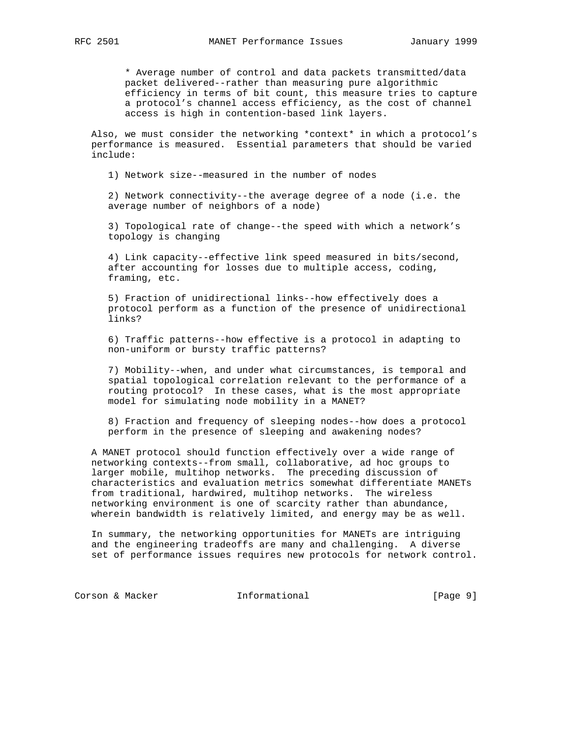* Average number of control and data packets transmitted/data packet delivered--rather than measuring pure algorithmic efficiency in terms of bit count, this measure tries to capture a protocol's channel access efficiency, as the cost of channel access is high in contention-based link layers.

Also, we must consider the networking *context* in which a protocol's performance is measured. Essential parameters that should be varied include:

1) Network size--measured in the number of nodes

2) Network connectivity--the average degree of a node (i.e. the average number of neighbors of a node)

3) Topological rate of change--the speed with which a network's topology is changing

4) Link capacity--effective link speed measured in bits/second, after accounting for losses due to multiple access, coding, framing, etc.

5) Fraction of unidirectional links--how effectively does a protocol perform as a function of the presence of unidirectional links?

6) Traffic patterns--how effective is a protocol in adapting to non-uniform or bursty traffic patterns?

7) Mobility--when, and under what circumstances, is temporal and spatial topological correlation relevant to the performance of a routing protocol? In these cases, what is the most appropriate model for simulating node mobility in a MANET?

8) Fraction and frequency of sleeping nodes--how does a protocol perform in the presence of sleeping and awakening nodes?

A MANET protocol should function effectively over a wide range of networking contexts--from small, collaborative, ad hoc groups to larger mobile, multihop networks. The preceding discussion of characteristics and evaluation metrics somewhat differentiate MANETs from traditional, hardwired, multihop networks. The wireless networking environment is one of scarcity rather than abundance, wherein bandwidth is relatively limited, and energy may be as well.

In summary, the networking opportunities for MANETs are intriguing and the engineering tradeoffs are many and challenging. A diverse set of performance issues requires new protocols for network control.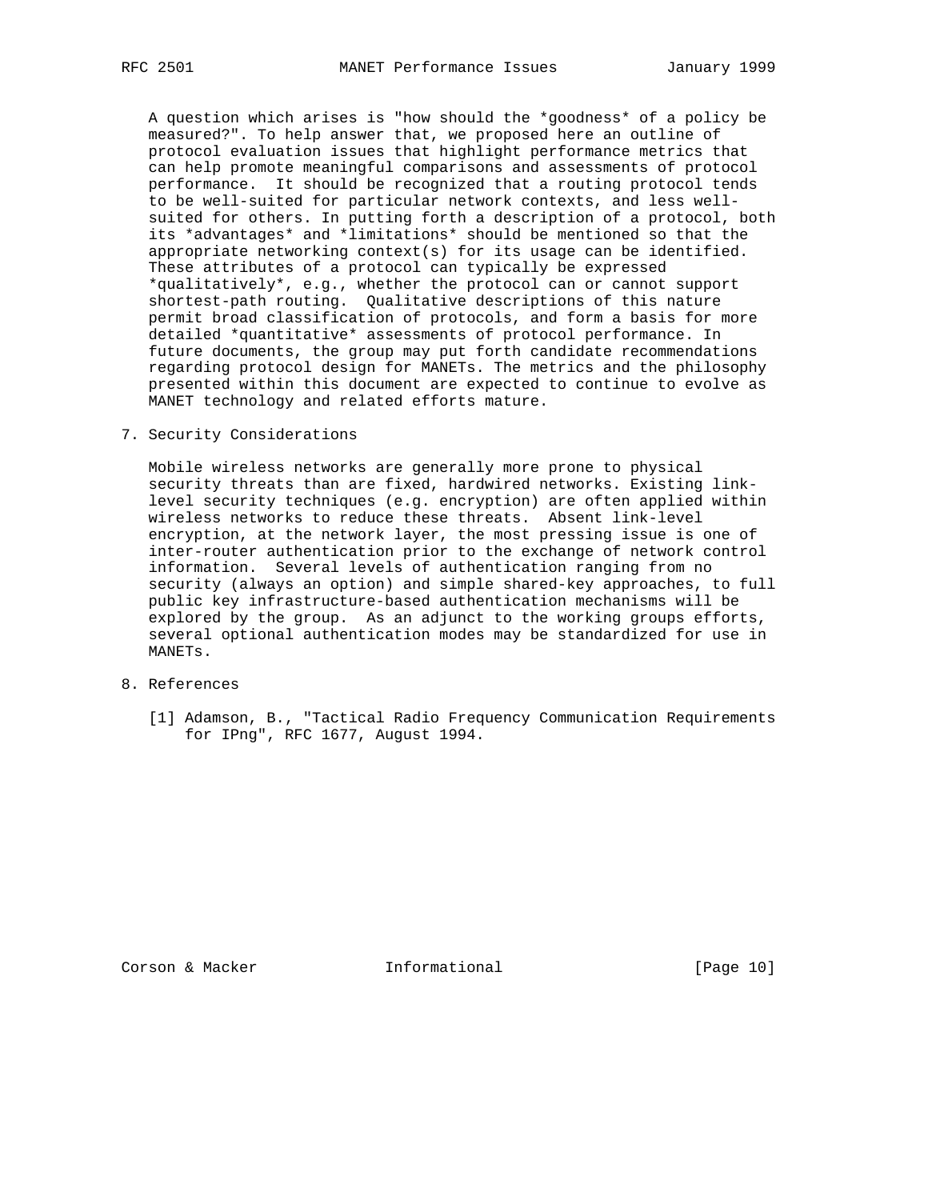A question which arises is "how should the *goodness* of a policy be measured?". To help answer that, we proposed here an outline of protocol evaluation issues that highlight performance metrics that can help promote meaningful comparisons and assessments of protocol performance. It should be recognized that a routing protocol tends to be well-suited for particular network contexts, and less well-suited for others. In putting forth a description of a protocol, both its *advantages* and *limitations* should be mentioned so that the appropriate networking context(s) for its usage can be identified. These attributes of a protocol can typically be expressed *qualitatively*, e.g., whether the protocol can or cannot support shortest-path routing. Qualitative descriptions of this nature permit broad classification of protocols, and form a basis for more detailed *quantitative* assessments of protocol performance. In future documents, the group may put forth candidate recommendations regarding protocol design for MANETs. The metrics and the philosophy presented within this document are expected to continue to evolve as MANET technology and related efforts mature.

## 7. Security Considerations

Mobile wireless networks are generally more prone to physical security threats than are fixed, hardwired networks. Existing link-level security techniques (e.g. encryption) are often applied within wireless networks to reduce these threats. Absent link-level encryption, at the network layer, the most pressing issue is one of inter-router authentication prior to the exchange of network control information. Several levels of authentication ranging from no security (always an option) and simple shared-key approaches, to full public key infrastructure-based authentication mechanisms will be explored by the group. As an adjunct to the working groups efforts, several optional authentication modes may be standardized for use in MANETs.

## 8. References

[1] Adamson, B., "Tactical Radio Frequency Communication Requirements for IPng", RFC 1677, August 1994.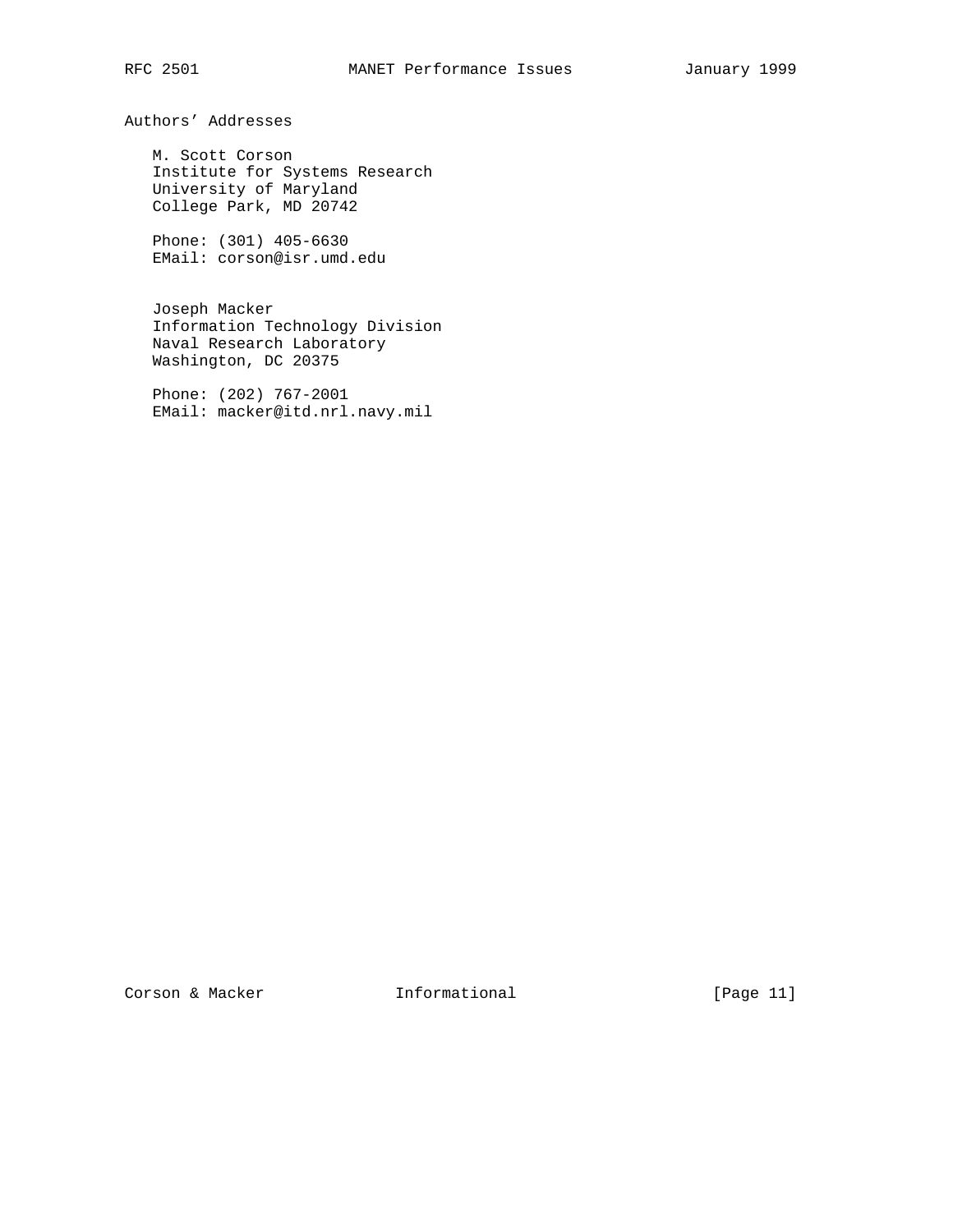# Authors' Addresses

M. Scott Corson
Institute for Systems Research
University of Maryland
College Park, MD 20742

Phone: (301) 405-6630
EMail: corson@isr.umd.edu

Joseph Macker
Information Technology Division
Naval Research Laboratory
Washington, DC 20375

Phone: (202) 767-2001
EMail: macker@itd.nrl.navy.mil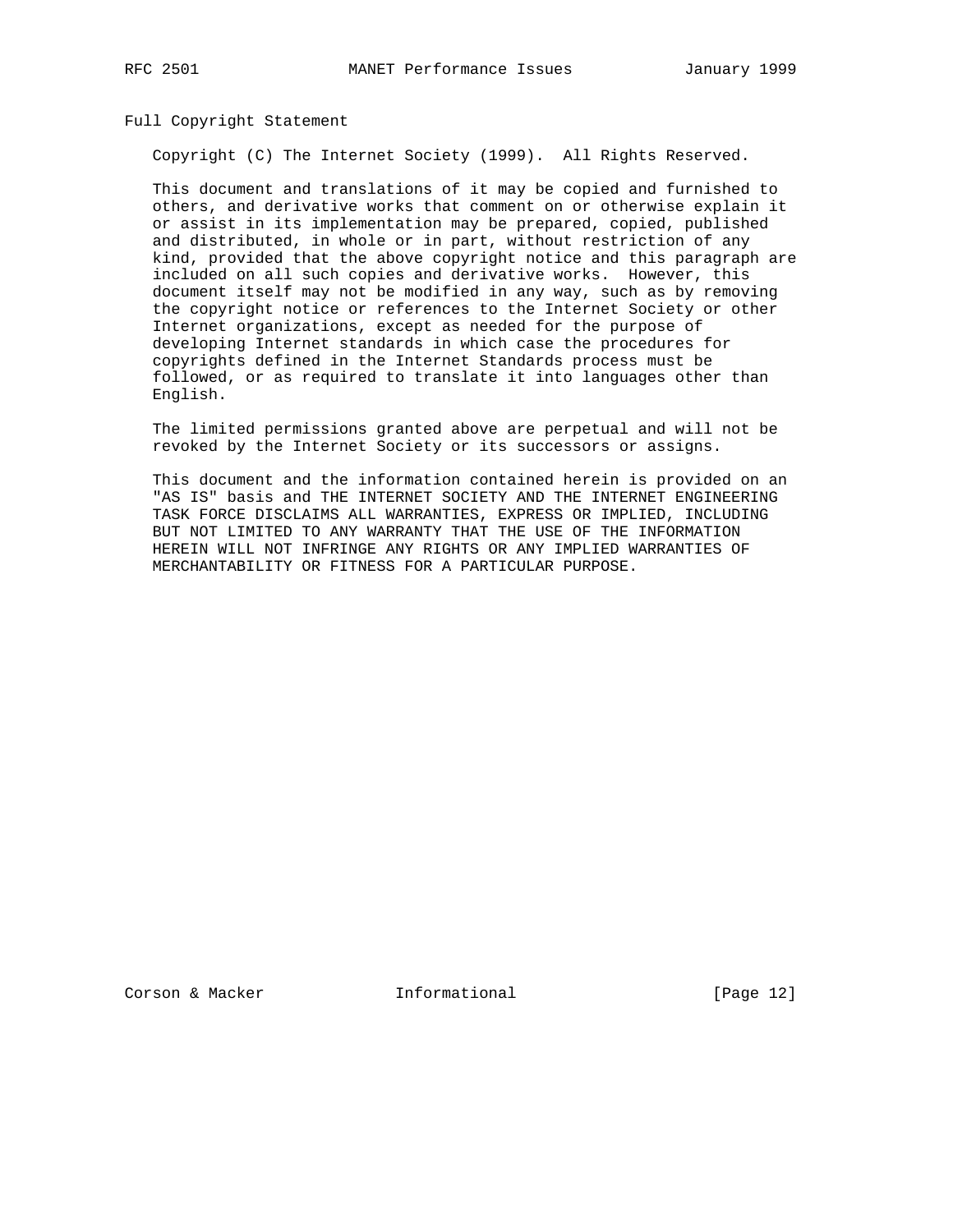## Full Copyright Statement

Copyright (C) The Internet Society (1999). All Rights Reserved.

This document and translations of it may be copied and furnished to others, and derivative works that comment on or otherwise explain it or assist in its implementation may be prepared, copied, published and distributed, in whole or in part, without restriction of any kind, provided that the above copyright notice and this paragraph are included on all such copies and derivative works. However, this document itself may not be modified in any way, such as by removing the copyright notice or references to the Internet Society or other Internet organizations, except as needed for the purpose of developing Internet standards in which case the procedures for copyrights defined in the Internet Standards process must be followed, or as required to translate it into languages other than English.

The limited permissions granted above are perpetual and will not be revoked by the Internet Society or its successors or assigns.

This document and the information contained herein is provided on an "AS IS" basis and THE INTERNET SOCIETY AND THE INTERNET ENGINEERING TASK FORCE DISCLAIMS ALL WARRANTIES, EXPRESS OR IMPLIED, INCLUDING BUT NOT LIMITED TO ANY WARRANTY THAT THE USE OF THE INFORMATION HEREIN WILL NOT INFRINGE ANY RIGHTS OR ANY IMPLIED WARRANTIES OF MERCHANTABILITY OR FITNESS FOR A PARTICULAR PURPOSE.